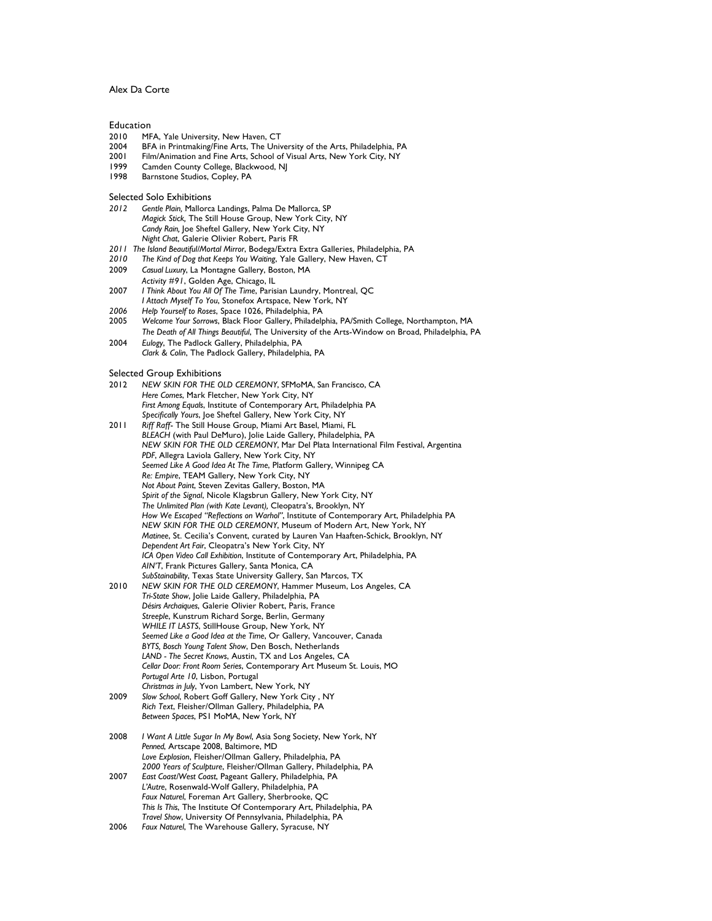Alex Da Corte

## Education

- 2010 MFA, Yale University, New Haven, CT
- 2004 BFA in Printmaking/Fine Arts, The University of the Arts, Philadelphia, PA
- 2001 Film/Animation and Fine Arts, School of Visual Arts, New York City, NY
- 1999 Camden County College, Blackwood, NJ
- 1998 Barnstone Studios, Copley, PA

## Selected Solo Exhibitions

*2012* *Gentle Plain,* Mallorca Landings, Palma De Mallorca, SP
*Magick Stick,* The Still House Group, New York City, NY
*Candy Rain,* Joe Sheftel Gallery, New York City, NY
*Night Chat*, Galerie Olivier Robert, Paris FR

*2011* *The Island Beautiful/Mortal Mirror*, Bodega/Extra Extra Galleries, Philadelphia, PA

*2010* *The Kind of Dog that Keeps You Waiting*, Yale Gallery, New Haven, CT

2009 *Casual Luxury*, La Montagne Gallery, Boston, MA
*Activity #91*, Golden Age, Chicago, IL

2007 *I Think About You All Of The Time*, Parisian Laundry, Montreal, QC
*I Attach Myself To You*, Stonefox Artspace, New York, NY

*2006* *Help Yourself to Roses*, Space 1026, Philadelphia, PA

2005 *Welcome Your Sorrows*, Black Floor Gallery, Philadelphia, PA/Smith College, Northampton, MA
*The Death of All Things Beautiful*, The University of the Arts-Window on Broad, Philadelphia, PA

2004 *Eulogy*, The Padlock Gallery, Philadelphia, PA
*Clark & Colin*, The Padlock Gallery, Philadelphia, PA

## Selected Group Exhibitions

2012 *NEW SKIN FOR THE OLD CEREMONY*, SFMoMA, San Francisco, CA
*Here Comes*, Mark Fletcher, New York City, NY
*First Among Equals*, Institute of Contemporary Art, Philadelphia PA
*Specifically Yours*, Joe Sheftel Gallery, New York City, NY

2011 *Riff Raff*- The Still House Group, Miami Art Basel, Miami, FL
*BLEACH* (with Paul DeMuro), Jolie Laide Gallery, Philadelphia, PA
*NEW SKIN FOR THE OLD CEREMONY*, Mar Del Plata International Film Festival, Argentina
*PDF*, Allegra Laviola Gallery, New York City, NY
*Seemed Like A Good Idea At The Time*, Platform Gallery, Winnipeg CA
*Re: Empire*, TEAM Gallery, New York City, NY
*Not About Paint*, Steven Zevitas Gallery, Boston, MA
*Spirit of the Signal*, Nicole Klagsbrun Gallery, New York City, NY
*The Unlimited Plan (with Kate Levant)*, Cleopatra's, Brooklyn, NY
*How We Escaped "Reflections on Warhol"*, Institute of Contemporary Art, Philadelphia PA
*NEW SKIN FOR THE OLD CEREMONY*, Museum of Modern Art, New York, NY
*Matinee*, St. Cecilia's Convent, curated by Lauren Van Haaften-Schick, Brooklyn, NY
*Dependent Art Fair*, Cleopatra's New York City, NY
*ICA Open Video Call Exhibition*, Institute of Contemporary Art, Philadelphia, PA
*AIN'T*, Frank Pictures Gallery, Santa Monica, CA
*SubStainability*, Texas State University Gallery, San Marcos, TX

2010 *NEW SKIN FOR THE OLD CEREMONY*, Hammer Museum, Los Angeles, CA
*Tri-State Show*, Jolie Laide Gallery, Philadelphia, PA
*Désirs Archaiques*, Galerie Olivier Robert, Paris, France
*Streeple*, Kunstrum Richard Sorge, Berlin, Germany
*WHILE IT LASTS*, StillHouse Group, New York, NY
*Seemed Like a Good Idea at the Time*, Or Gallery, Vancouver, Canada
*BYTS, Bosch Young Talent Show*, Den Bosch, Netherlands
*LAND - The Secret Knows*, Austin, TX and Los Angeles, CA
*Cellar Door: Front Room Series*, Contemporary Art Museum St. Louis, MO
*Portugal Arte 10*, Lisbon, Portugal
*Christmas in July*, Yvon Lambert, New York, NY

2009 *Slow School*, Robert Goff Gallery, New York City , NY
*Rich Text*, Fleisher/Ollman Gallery, Philadelphia, PA
*Between Spaces*, PS1 MoMA, New York, NY

2008 *I Want A Little Sugar In My Bowl*, Asia Song Society, New York, NY
*Penned,* Artscape 2008, Baltimore, MD
*Love Explosion*, Fleisher/Ollman Gallery, Philadelphia, PA
*2000 Years of Sculpture*, Fleisher/Ollman Gallery, Philadelphia, PA

2007 *East Coast/West Coast*, Pageant Gallery, Philadelphia, PA
*L'Autre*, Rosenwald-Wolf Gallery, Philadelphia, PA
*Faux Naturel*, Foreman Art Gallery, Sherbrooke, QC
*This Is This*, The Institute Of Contemporary Art, Philadelphia, PA
*Travel Show*, University Of Pennsylvania, Philadelphia, PA

2006 *Faux Naturel*, The Warehouse Gallery, Syracuse, NY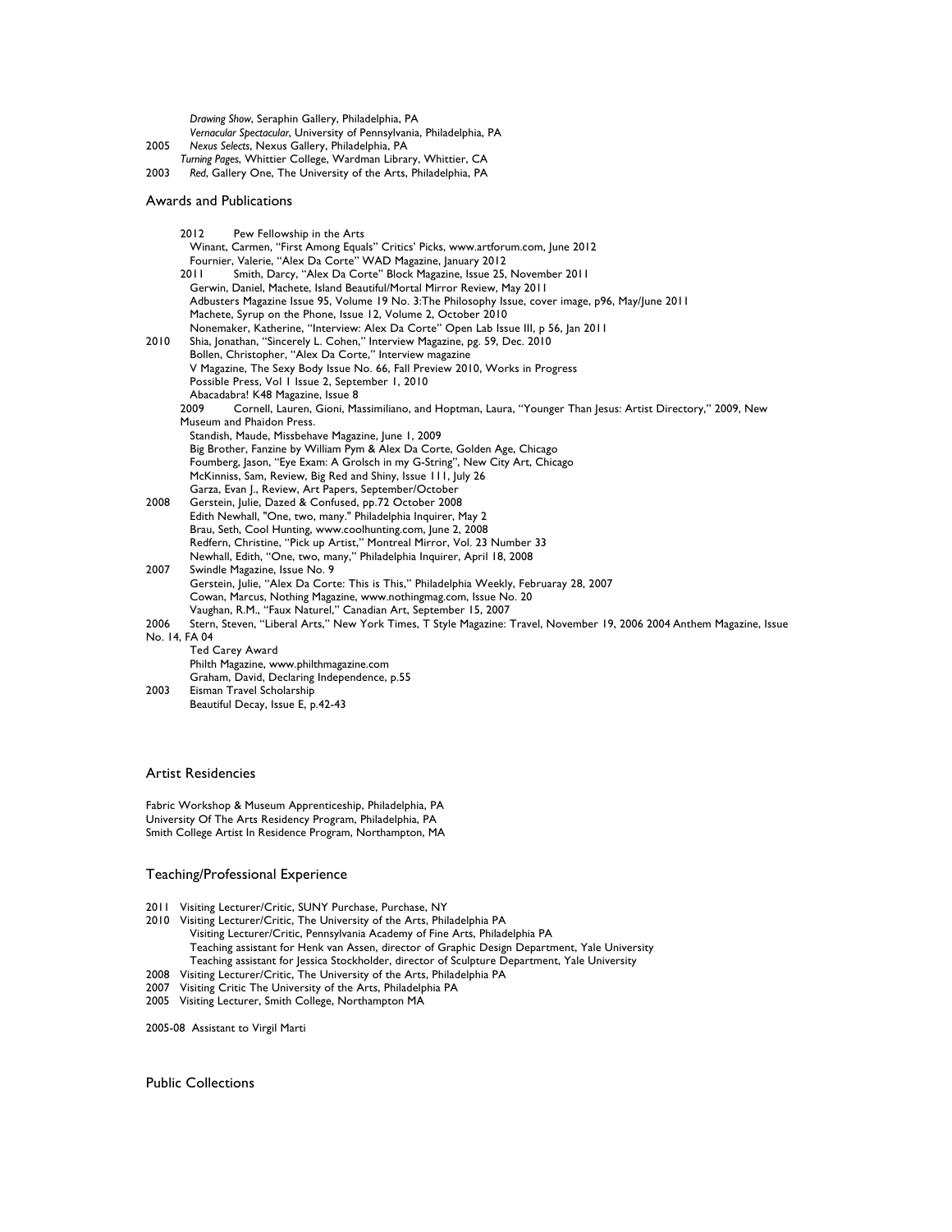*Drawing Show*, Seraphin Gallery, Philadelphia, PA
*Vernacular Spectacular*, University of Pennsylvania, Philadelphia, PA

2005 *Nexus Selects*, Nexus Gallery, Philadelphia, PA
*Turning Pages*, Whittier College, Wardman Library, Whittier, CA

2003 *Red*, Gallery One, The University of the Arts, Philadelphia, PA

## Awards and Publications

2012 Pew Fellowship in the Arts
Winant, Carmen, "First Among Equals" Critics' Picks, www.artforum.com, June 2012
Fournier, Valerie, "Alex Da Corte" WAD Magazine, January 2012

2011 Smith, Darcy, "Alex Da Corte" Block Magazine, Issue 25, November 2011
Gerwin, Daniel, Machete, Island Beautiful/Mortal Mirror Review, May 2011
Adbusters Magazine Issue 95, Volume 19 No. 3:The Philosophy Issue, cover image, p96, May/June 2011
Machete, Syrup on the Phone, Issue 12, Volume 2, October 2010
Nonemaker, Katherine, "Interview: Alex Da Corte" Open Lab Issue III, p 56, Jan 2011

2010 Shia, Jonathan, "Sincerely L. Cohen," Interview Magazine, pg. 59, Dec. 2010
Bollen, Christopher, "Alex Da Corte," Interview magazine
V Magazine, The Sexy Body Issue No. 66, Fall Preview 2010, Works in Progress
Possible Press, Vol 1 Issue 2, September 1, 2010
Abacadabra! K48 Magazine, Issue 8

2009 Cornell, Lauren, Gioni, Massimiliano, and Hoptman, Laura, "Younger Than Jesus: Artist Directory," 2009, New Museum and Phaidon Press.
Standish, Maude, Missbehave Magazine, June 1, 2009
Big Brother, Fanzine by William Pym & Alex Da Corte, Golden Age, Chicago
Foumberg, Jason, "Eye Exam: A Grolsch in my G-String", New City Art, Chicago
McKinniss, Sam, Review, Big Red and Shiny, Issue 111, July 26
Garza, Evan J., Review, Art Papers, September/October

2008 Gerstein, Julie, Dazed & Confused, pp.72 October 2008
Edith Newhall, "One, two, many." Philadelphia Inquirer, May 2
Brau, Seth, Cool Hunting, www.coolhunting.com, June 2, 2008
Redfern, Christine, "Pick up Artist," Montreal Mirror, Vol. 23 Number 33
Newhall, Edith, "One, two, many," Philadelphia Inquirer, April 18, 2008

2007 Swindle Magazine, Issue No. 9
Gerstein, Julie, "Alex Da Corte: This is This," Philadelphia Weekly, Februaray 28, 2007
Cowan, Marcus, Nothing Magazine, www.nothingmag.com, Issue No. 20
Vaughan, R.M., "Faux Naturel," Canadian Art, September 15, 2007

2006 Stern, Steven, "Liberal Arts," New York Times, T Style Magazine: Travel, November 19, 2006 2004 Anthem Magazine, Issue No. 14, FA 04
Ted Carey Award
Philth Magazine, www.philthmagazine.com
Graham, David, Declaring Independence, p.55

2003 Eisman Travel Scholarship
Beautiful Decay, Issue E, p.42-43

## Artist Residencies

Fabric Workshop & Museum Apprenticeship, Philadelphia, PA
University Of The Arts Residency Program, Philadelphia, PA
Smith College Artist In Residence Program, Northampton, MA

## Teaching/Professional Experience

2011 Visiting Lecturer/Critic, SUNY Purchase, Purchase, NY

2010 Visiting Lecturer/Critic, The University of the Arts, Philadelphia PA
Visiting Lecturer/Critic, Pennsylvania Academy of Fine Arts, Philadelphia PA
Teaching assistant for Henk van Assen, director of Graphic Design Department, Yale University
Teaching assistant for Jessica Stockholder, director of Sculpture Department, Yale University

2008 Visiting Lecturer/Critic, The University of the Arts, Philadelphia PA

2007 Visiting Critic The University of the Arts, Philadelphia PA

2005 Visiting Lecturer, Smith College, Northampton MA

2005-08 Assistant to Virgil Marti

## Public Collections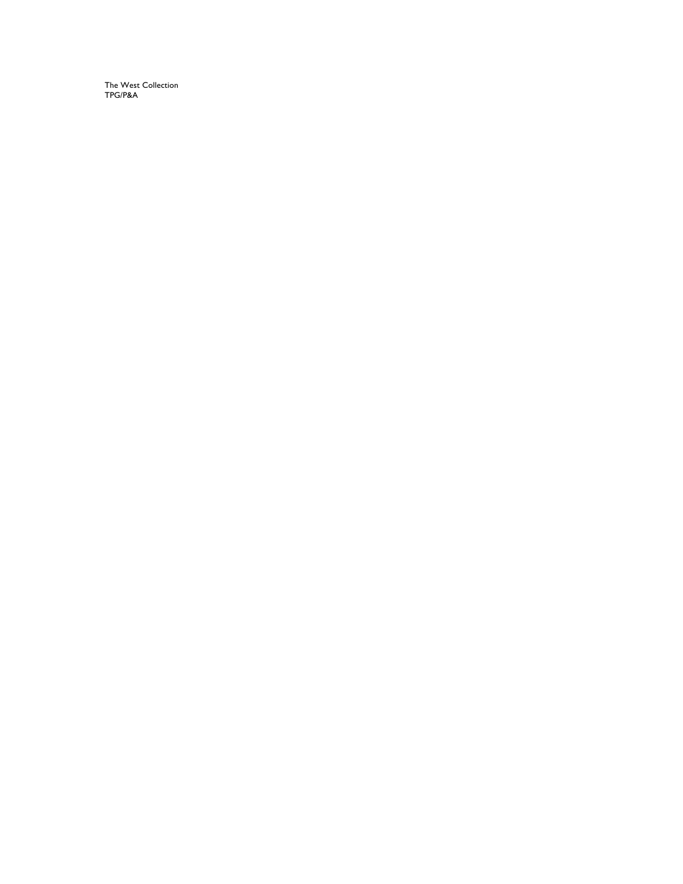The West Collection
TPG/P&A